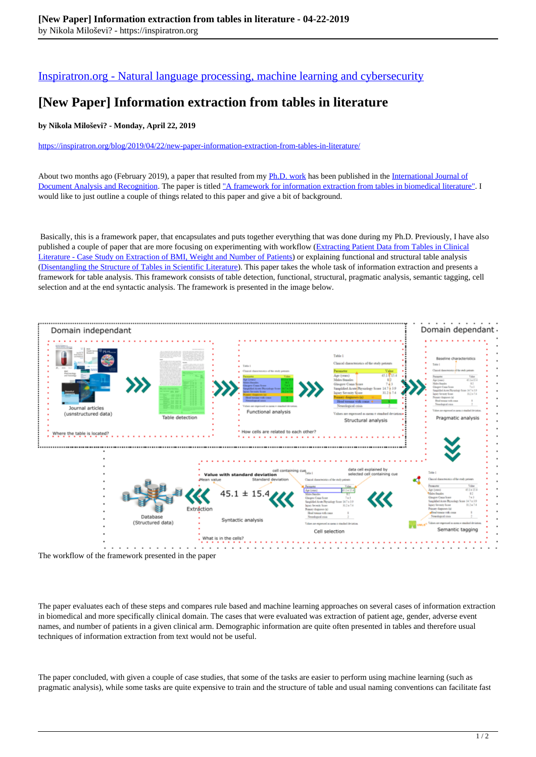[Inspiratron.org - Natural language processing, machine learning and cybersecurity](https://inspiratron.org)

# [New Paper] Information extraction from tables in literature

**by Nikola Miloševi? - Monday, April 22, 2019**

https://inspiratron.org/blog/2019/04/22/new-paper-information-extraction-from-tables-in-literature/

About two months ago (February 2019), a paper that resulted from my Ph.D. work has been published in the International Journal of Document Analysis and Recognition. The paper is titled "A framework for information extraction from tables in biomedical literature". I would like to just outline a couple of things related to this paper and give a bit of background.

Basically, this is a framework paper, that encapsulates and puts together everything that was done during my Ph.D. Previously, I have also published a couple of paper that are more focusing on experimenting with workflow (Extracting Patient Data from Tables in Clinical Literature - Case Study on Extraction of BMI, Weight and Number of Patients) or explaining functional and structural table analysis (Disentangling the Structure of Tables in Scientific Literature). This paper takes the whole task of information extraction and presents a framework for table analysis. This framework consists of table detection, functional, structural, pragmatic analysis, semantic tagging, cell selection and at the end syntactic analysis. The framework is presented in the image below.

The workflow of the framework presented in the paper

The paper evaluates each of these steps and compares rule based and machine learning approaches on several cases of information extraction in biomedical and more specifically clinical domain. The cases that were evaluated was extraction of patient age, gender, adverse event names, and number of patients in a given clinical arm. Demographic information are quite often presented in tables and therefore usual techniques of information extraction from text would not be useful.

The paper concluded, with given a couple of case studies, that some of the tasks are easier to perform using machine learning (such as pragmatic analysis), while some tasks are quite expensive to train and the structure of table and usual naming conventions can facilitate fast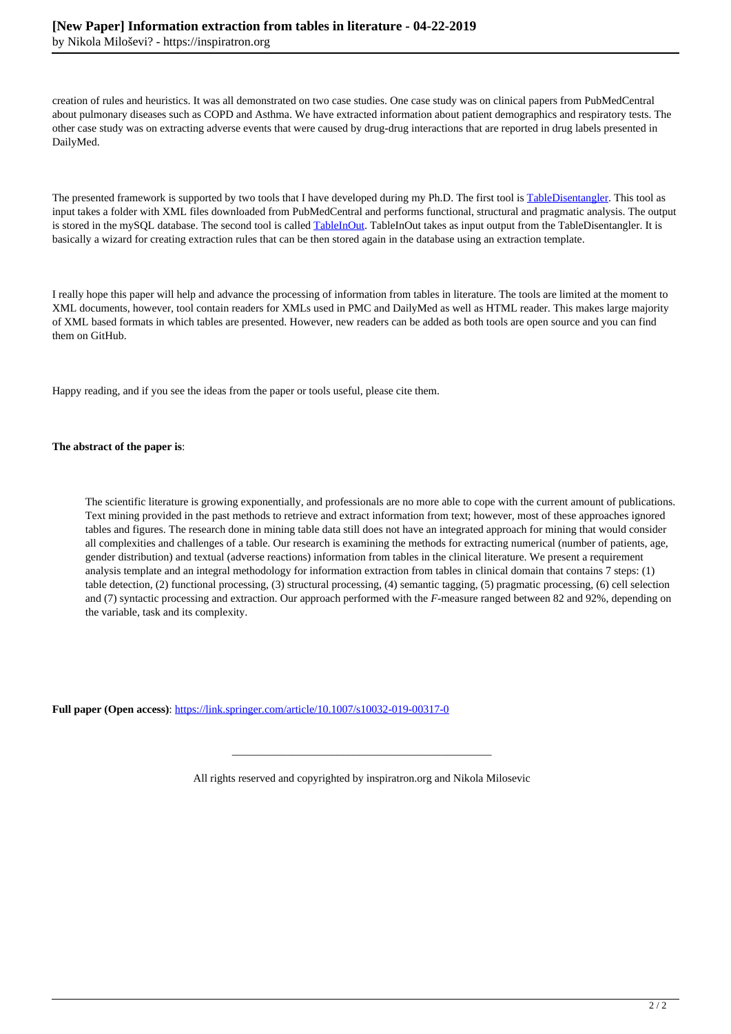creation of rules and heuristics. It was all demonstrated on two case studies. One case study was on clinical papers from PubMedCentral about pulmonary diseases such as COPD and Asthma. We have extracted information about patient demographics and respiratory tests. The other case study was on extracting adverse events that were caused by drug-drug interactions that are reported in drug labels presented in DailyMed.

The presented framework is supported by two tools that I have developed during my Ph.D. The first tool is TableDisentangler. This tool as input takes a folder with XML files downloaded from PubMedCentral and performs functional, structural and pragmatic analysis. The output is stored in the mySQL database. The second tool is called TableInOut. TableInOut takes as input output from the TableDisentangler. It is basically a wizard for creating extraction rules that can be then stored again in the database using an extraction template.

I really hope this paper will help and advance the processing of information from tables in literature. The tools are limited at the moment to XML documents, however, tool contain readers for XMLs used in PMC and DailyMed as well as HTML reader. This makes large majority of XML based formats in which tables are presented. However, new readers can be added as both tools are open source and you can find them on GitHub.

Happy reading, and if you see the ideas from the paper or tools useful, please cite them.

**The abstract of the paper is**:

> The scientific literature is growing exponentially, and professionals are no more able to cope with the current amount of publications. Text mining provided in the past methods to retrieve and extract information from text; however, most of these approaches ignored tables and figures. The research done in mining table data still does not have an integrated approach for mining that would consider all complexities and challenges of a table. Our research is examining the methods for extracting numerical (number of patients, age, gender distribution) and textual (adverse reactions) information from tables in the clinical literature. We present a requirement analysis template and an integral methodology for information extraction from tables in clinical domain that contains 7 steps: (1) table detection, (2) functional processing, (3) structural processing, (4) semantic tagging, (5) pragmatic processing, (6) cell selection and (7) syntactic processing and extraction. Our approach performed with the *F*-measure ranged between 82 and 92%, depending on the variable, task and its complexity.

**Full paper (Open access)**: https://link.springer.com/article/10.1007/s10032-019-00317-0

---

All rights reserved and copyrighted by inspiratron.org and Nikola Milosevic